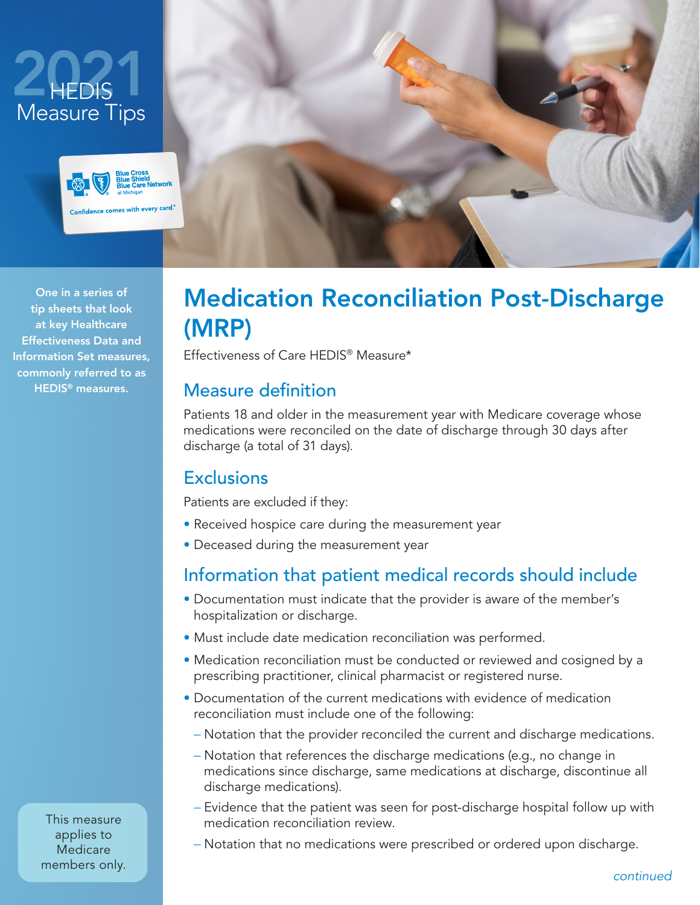2021 HEDIS Measure Tips

Blue Cross Blue Shield Blue Care Network of Michigan

Confidence comes with every card.®

One in a series of tip sheets that look at key Healthcare Effectiveness Data and Information Set measures, commonly referred to as HEDIS® measures.

# Medication Reconciliation Post-Discharge (MRP)

Effectiveness of Care HEDIS® Measure*

## Measure definition

Patients 18 and older in the measurement year with Medicare coverage whose medications were reconciled on the date of discharge through 30 days after discharge (a total of 31 days).

## Exclusions

Patients are excluded if they:

- Received hospice care during the measurement year
- Deceased during the measurement year

## Information that patient medical records should include

- Documentation must indicate that the provider is aware of the member's hospitalization or discharge.
- Must include date medication reconciliation was performed.
- Medication reconciliation must be conducted or reviewed and cosigned by a prescribing practitioner, clinical pharmacist or registered nurse.
- Documentation of the current medications with evidence of medication reconciliation must include one of the following:
  - Notation that the provider reconciled the current and discharge medications.
  - Notation that references the discharge medications (e.g., no change in medications since discharge, same medications at discharge, discontinue all discharge medications).
  - Evidence that the patient was seen for post-discharge hospital follow up with medication reconciliation review.
  - Notation that no medications were prescribed or ordered upon discharge.

This measure applies to Medicare members only.

*continued*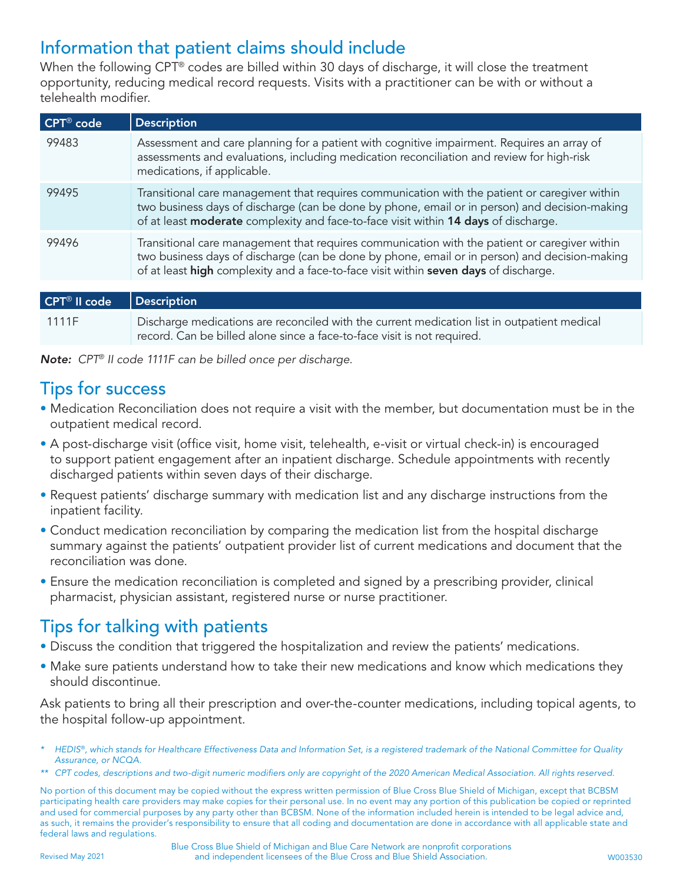## Information that patient claims should include

When the following CPT® codes are billed within 30 days of discharge, it will close the treatment opportunity, reducing medical record requests. Visits with a practitioner can be with or without a telehealth modifier.

| CPT® code | Description |
|---|---|
| 99483 | Assessment and care planning for a patient with cognitive impairment. Requires an array of assessments and evaluations, including medication reconciliation and review for high-risk medications, if applicable. |
| 99495 | Transitional care management that requires communication with the patient or caregiver within two business days of discharge (can be done by phone, email or in person) and decision-making of at least **moderate** complexity and face-to-face visit within **14 days** of discharge. |
| 99496 | Transitional care management that requires communication with the patient or caregiver within two business days of discharge (can be done by phone, email or in person) and decision-making of at least **high** complexity and a face-to-face visit within **seven days** of discharge. |

| CPT® II code | Description |
|---|---|
| 1111F | Discharge medications are reconciled with the current medication list in outpatient medical record. Can be billed alone since a face-to-face visit is not required. |

***Note:*** *CPT® II code 1111F can be billed once per discharge.*

## Tips for success

- Medication Reconciliation does not require a visit with the member, but documentation must be in the outpatient medical record.
- A post-discharge visit (office visit, home visit, telehealth, e-visit or virtual check-in) is encouraged to support patient engagement after an inpatient discharge. Schedule appointments with recently discharged patients within seven days of their discharge.
- Request patients' discharge summary with medication list and any discharge instructions from the inpatient facility.
- Conduct medication reconciliation by comparing the medication list from the hospital discharge summary against the patients' outpatient provider list of current medications and document that the reconciliation was done.
- Ensure the medication reconciliation is completed and signed by a prescribing provider, clinical pharmacist, physician assistant, registered nurse or nurse practitioner.

## Tips for talking with patients

- Discuss the condition that triggered the hospitalization and review the patients' medications.
- Make sure patients understand how to take their new medications and know which medications they should discontinue.

Ask patients to bring all their prescription and over-the-counter medications, including topical agents, to the hospital follow-up appointment.

*\* HEDIS®, which stands for Healthcare Effectiveness Data and Information Set, is a registered trademark of the National Committee for Quality Assurance, or NCQA.*

*\*\* CPT codes, descriptions and two-digit numeric modifiers only are copyright of the 2020 American Medical Association. All rights reserved.*

No portion of this document may be copied without the express written permission of Blue Cross Blue Shield of Michigan, except that BCBSM participating health care providers may make copies for their personal use. In no event may any portion of this publication be copied or reprinted and used for commercial purposes by any party other than BCBSM. None of the information included herein is intended to be legal advice and, as such, it remains the provider's responsibility to ensure that all coding and documentation are done in accordance with all applicable state and federal laws and regulations.

Revised May 2021

Blue Cross Blue Shield of Michigan and Blue Care Network are nonprofit corporations and independent licensees of the Blue Cross and Blue Shield Association.

W003530